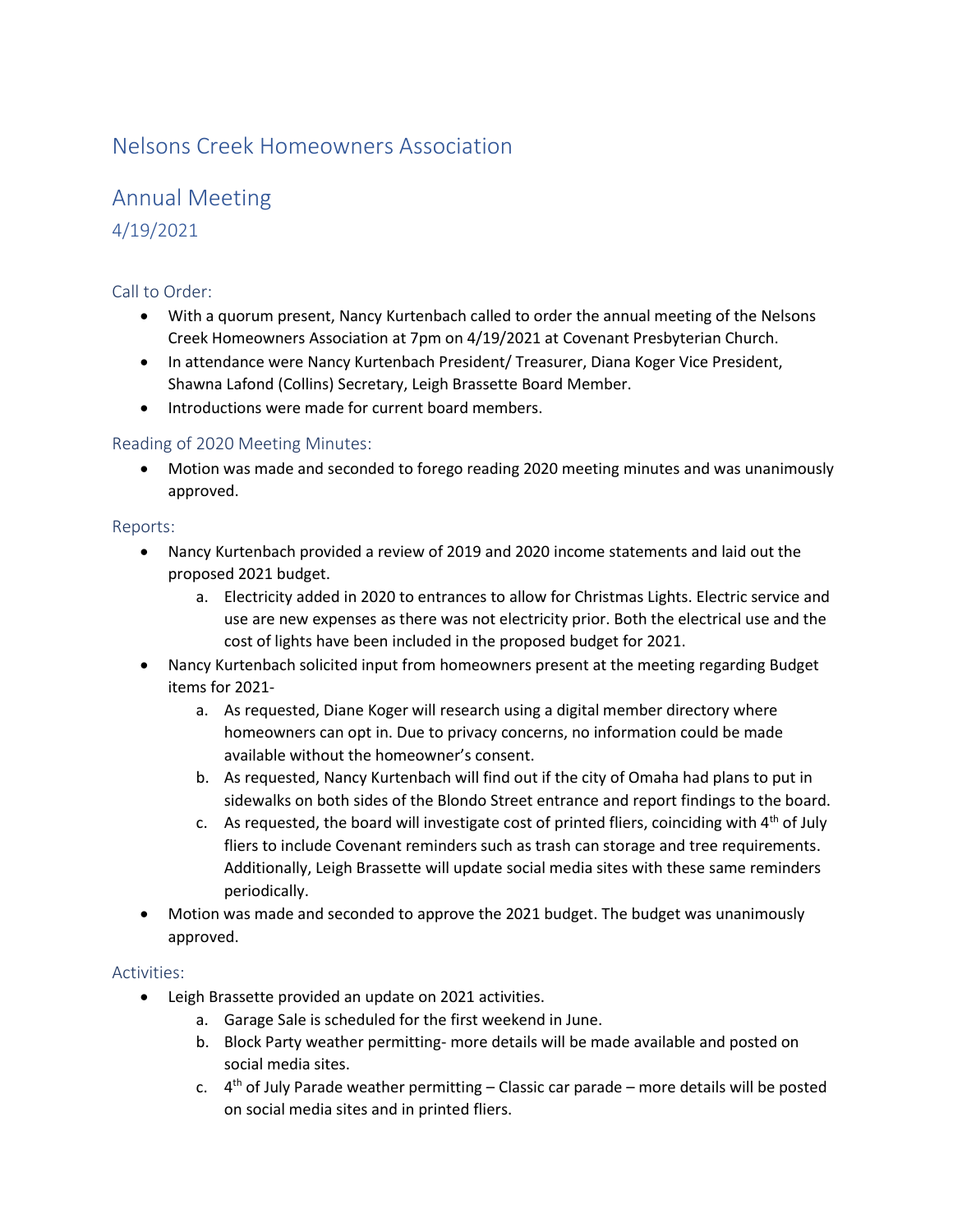# Nelsons Creek Homeowners Association

## Annual Meeting

### 4/19/2021

### Call to Order:

- With a quorum present, Nancy Kurtenbach called to order the annual meeting of the Nelsons Creek Homeowners Association at 7pm on 4/19/2021 at Covenant Presbyterian Church.
- In attendance were Nancy Kurtenbach President/ Treasurer, Diana Koger Vice President, Shawna Lafond (Collins) Secretary, Leigh Brassette Board Member.
- Introductions were made for current board members.

### Reading of 2020 Meeting Minutes:

- Motion was made and seconded to forego reading 2020 meeting minutes and was unanimously approved.

### Reports:

- Nancy Kurtenbach provided a review of 2019 and 2020 income statements and laid out the proposed 2021 budget.
  a. Electricity added in 2020 to entrances to allow for Christmas Lights. Electric service and use are new expenses as there was not electricity prior. Both the electrical use and the cost of lights have been included in the proposed budget for 2021.
- Nancy Kurtenbach solicited input from homeowners present at the meeting regarding Budget items for 2021-
  a. As requested, Diane Koger will research using a digital member directory where homeowners can opt in. Due to privacy concerns, no information could be made available without the homeowner's consent.
  b. As requested, Nancy Kurtenbach will find out if the city of Omaha had plans to put in sidewalks on both sides of the Blondo Street entrance and report findings to the board.
  c. As requested, the board will investigate cost of printed fliers, coinciding with 4th of July fliers to include Covenant reminders such as trash can storage and tree requirements. Additionally, Leigh Brassette will update social media sites with these same reminders periodically.
- Motion was made and seconded to approve the 2021 budget. The budget was unanimously approved.

### Activities:

- Leigh Brassette provided an update on 2021 activities.
  a. Garage Sale is scheduled for the first weekend in June.
  b. Block Party weather permitting- more details will be made available and posted on social media sites.
  c. 4th of July Parade weather permitting – Classic car parade – more details will be posted on social media sites and in printed fliers.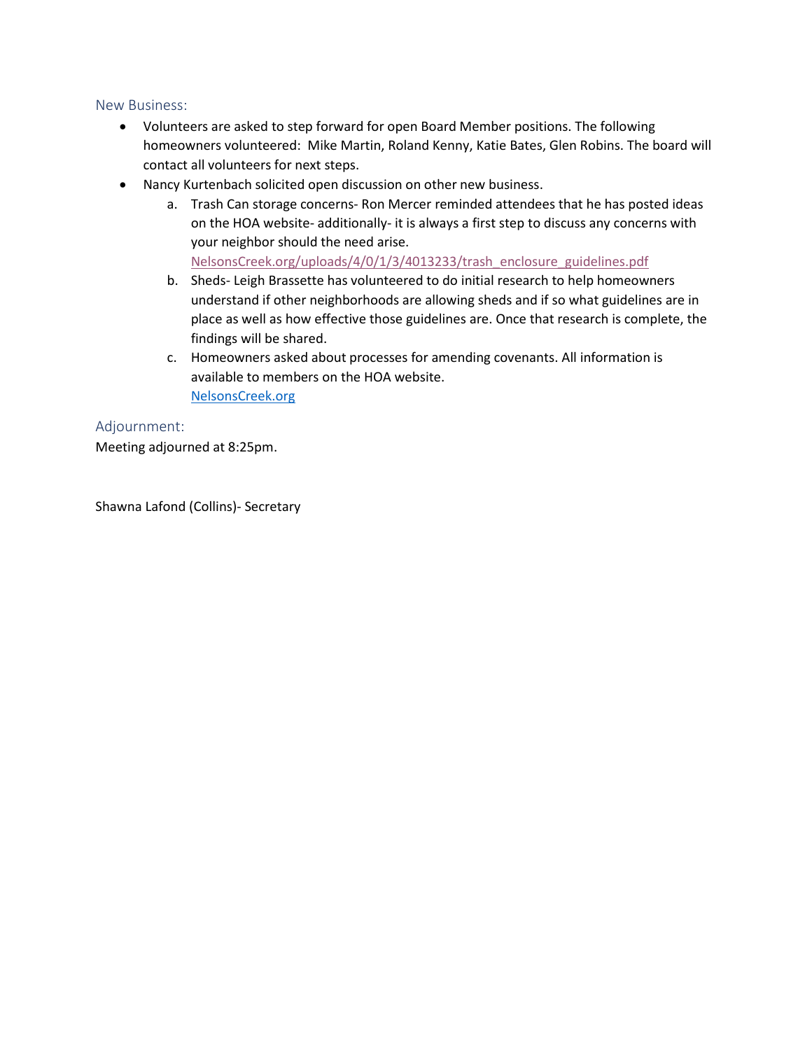## New Business:

- Volunteers are asked to step forward for open Board Member positions. The following homeowners volunteered: Mike Martin, Roland Kenny, Katie Bates, Glen Robins. The board will contact all volunteers for next steps.
- Nancy Kurtenbach solicited open discussion on other new business.
    a. Trash Can storage concerns- Ron Mercer reminded attendees that he has posted ideas on the HOA website- additionally- it is always a first step to discuss any concerns with your neighbor should the need arise.
    NelsonsCreek.org/uploads/4/0/1/3/4013233/trash_enclosure_guidelines.pdf
    b. Sheds- Leigh Brassette has volunteered to do initial research to help homeowners understand if other neighborhoods are allowing sheds and if so what guidelines are in place as well as how effective those guidelines are. Once that research is complete, the findings will be shared.
    c. Homeowners asked about processes for amending covenants. All information is available to members on the HOA website.
    NelsonsCreek.org

## Adjournment:

Meeting adjourned at 8:25pm.

Shawna Lafond (Collins)- Secretary